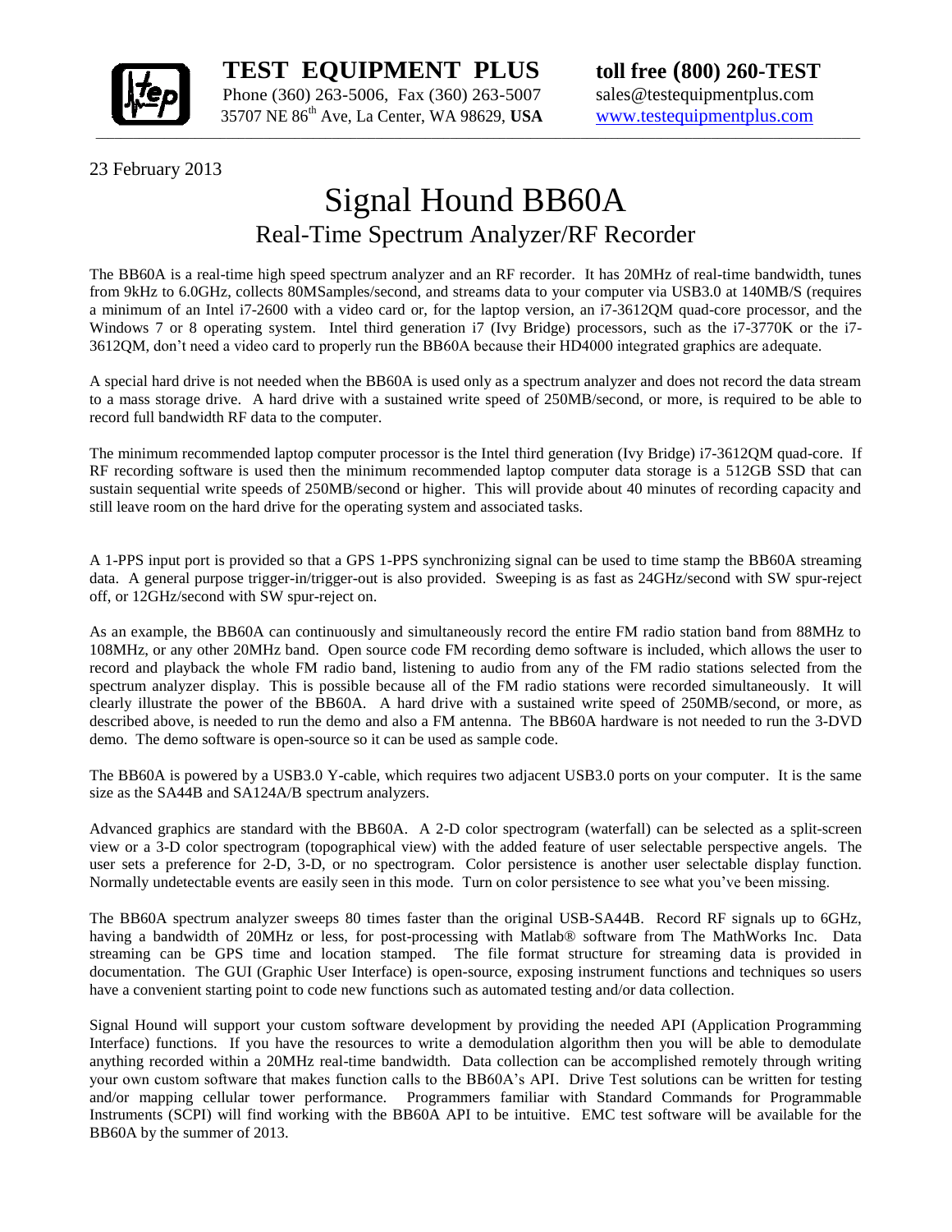**TEST EQUIPMENT PLUS**
Phone (360) 263-5006, Fax (360) 263-5007
35707 NE 86th Ave, La Center, WA 98629, **USA**

**toll free (800) 260-TEST**
sales@testequipmentplus.com
www.testequipmentplus.com

23 February 2013

# Signal Hound BB60A

## Real-Time Spectrum Analyzer/RF Recorder

The BB60A is a real-time high speed spectrum analyzer and an RF recorder. It has 20MHz of real-time bandwidth, tunes from 9kHz to 6.0GHz, collects 80MSamples/second, and streams data to your computer via USB3.0 at 140MB/S (requires a minimum of an Intel i7-2600 with a video card or, for the laptop version, an i7-3612QM quad-core processor, and the Windows 7 or 8 operating system. Intel third generation i7 (Ivy Bridge) processors, such as the i7-3770K or the i7-3612QM, don't need a video card to properly run the BB60A because their HD4000 integrated graphics are adequate.

A special hard drive is not needed when the BB60A is used only as a spectrum analyzer and does not record the data stream to a mass storage drive. A hard drive with a sustained write speed of 250MB/second, or more, is required to be able to record full bandwidth RF data to the computer.

The minimum recommended laptop computer processor is the Intel third generation (Ivy Bridge) i7-3612QM quad-core. If RF recording software is used then the minimum recommended laptop computer data storage is a 512GB SSD that can sustain sequential write speeds of 250MB/second or higher. This will provide about 40 minutes of recording capacity and still leave room on the hard drive for the operating system and associated tasks.

A 1-PPS input port is provided so that a GPS 1-PPS synchronizing signal can be used to time stamp the BB60A streaming data. A general purpose trigger-in/trigger-out is also provided. Sweeping is as fast as 24GHz/second with SW spur-reject off, or 12GHz/second with SW spur-reject on.

As an example, the BB60A can continuously and simultaneously record the entire FM radio station band from 88MHz to 108MHz, or any other 20MHz band. Open source code FM recording demo software is included, which allows the user to record and playback the whole FM radio band, listening to audio from any of the FM radio stations selected from the spectrum analyzer display. This is possible because all of the FM radio stations were recorded simultaneously. It will clearly illustrate the power of the BB60A. A hard drive with a sustained write speed of 250MB/second, or more, as described above, is needed to run the demo and also a FM antenna. The BB60A hardware is not needed to run the 3-DVD demo. The demo software is open-source so it can be used as sample code.

The BB60A is powered by a USB3.0 Y-cable, which requires two adjacent USB3.0 ports on your computer. It is the same size as the SA44B and SA124A/B spectrum analyzers.

Advanced graphics are standard with the BB60A. A 2-D color spectrogram (waterfall) can be selected as a split-screen view or a 3-D color spectrogram (topographical view) with the added feature of user selectable perspective angels. The user sets a preference for 2-D, 3-D, or no spectrogram. Color persistence is another user selectable display function. Normally undetectable events are easily seen in this mode. Turn on color persistence to see what you've been missing.

The BB60A spectrum analyzer sweeps 80 times faster than the original USB-SA44B. Record RF signals up to 6GHz, having a bandwidth of 20MHz or less, for post-processing with Matlab® software from The MathWorks Inc. Data streaming can be GPS time and location stamped. The file format structure for streaming data is provided in documentation. The GUI (Graphic User Interface) is open-source, exposing instrument functions and techniques so users have a convenient starting point to code new functions such as automated testing and/or data collection.

Signal Hound will support your custom software development by providing the needed API (Application Programming Interface) functions. If you have the resources to write a demodulation algorithm then you will be able to demodulate anything recorded within a 20MHz real-time bandwidth. Data collection can be accomplished remotely through writing your own custom software that makes function calls to the BB60A's API. Drive Test solutions can be written for testing and/or mapping cellular tower performance. Programmers familiar with Standard Commands for Programmable Instruments (SCPI) will find working with the BB60A API to be intuitive. EMC test software will be available for the BB60A by the summer of 2013.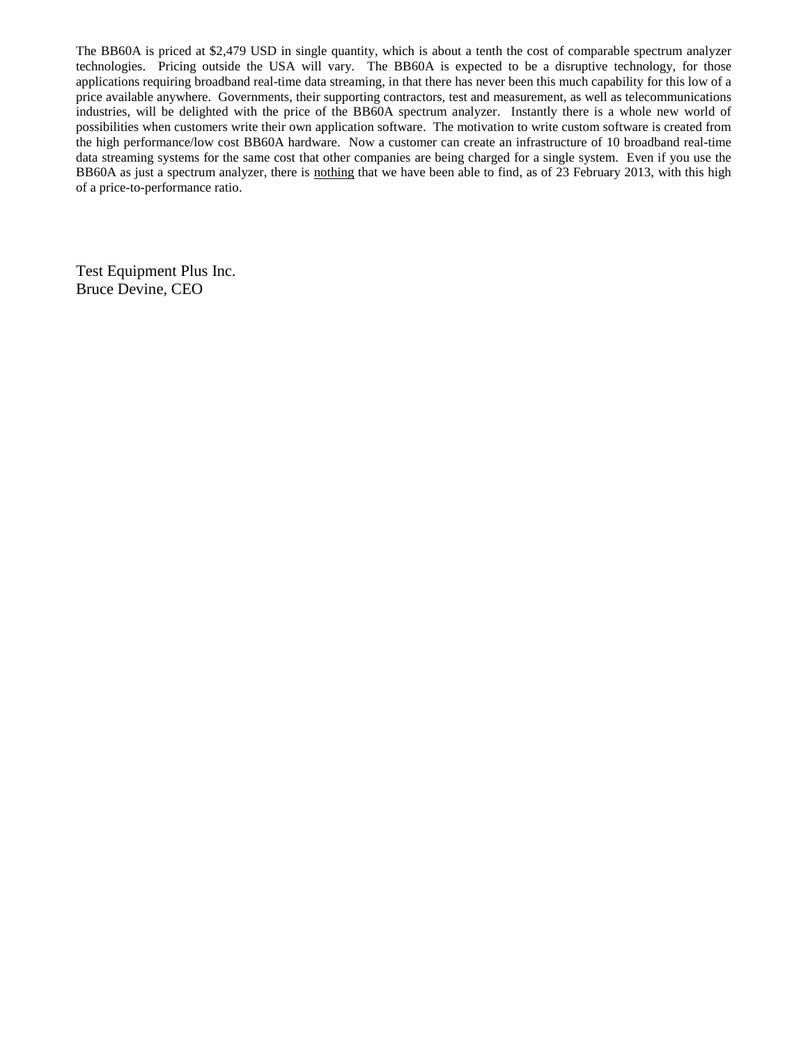The BB60A is priced at $2,479 USD in single quantity, which is about a tenth the cost of comparable spectrum analyzer technologies. Pricing outside the USA will vary. The BB60A is expected to be a disruptive technology, for those applications requiring broadband real-time data streaming, in that there has never been this much capability for this low of a price available anywhere. Governments, their supporting contractors, test and measurement, as well as telecommunications industries, will be delighted with the price of the BB60A spectrum analyzer. Instantly there is a whole new world of possibilities when customers write their own application software. The motivation to write custom software is created from the high performance/low cost BB60A hardware. Now a customer can create an infrastructure of 10 broadband real-time data streaming systems for the same cost that other companies are being charged for a single system. Even if you use the BB60A as just a spectrum analyzer, there is <u>nothing</u> that we have been able to find, as of 23 February 2013, with this high of a price-to-performance ratio.

Test Equipment Plus Inc.
Bruce Devine, CEO